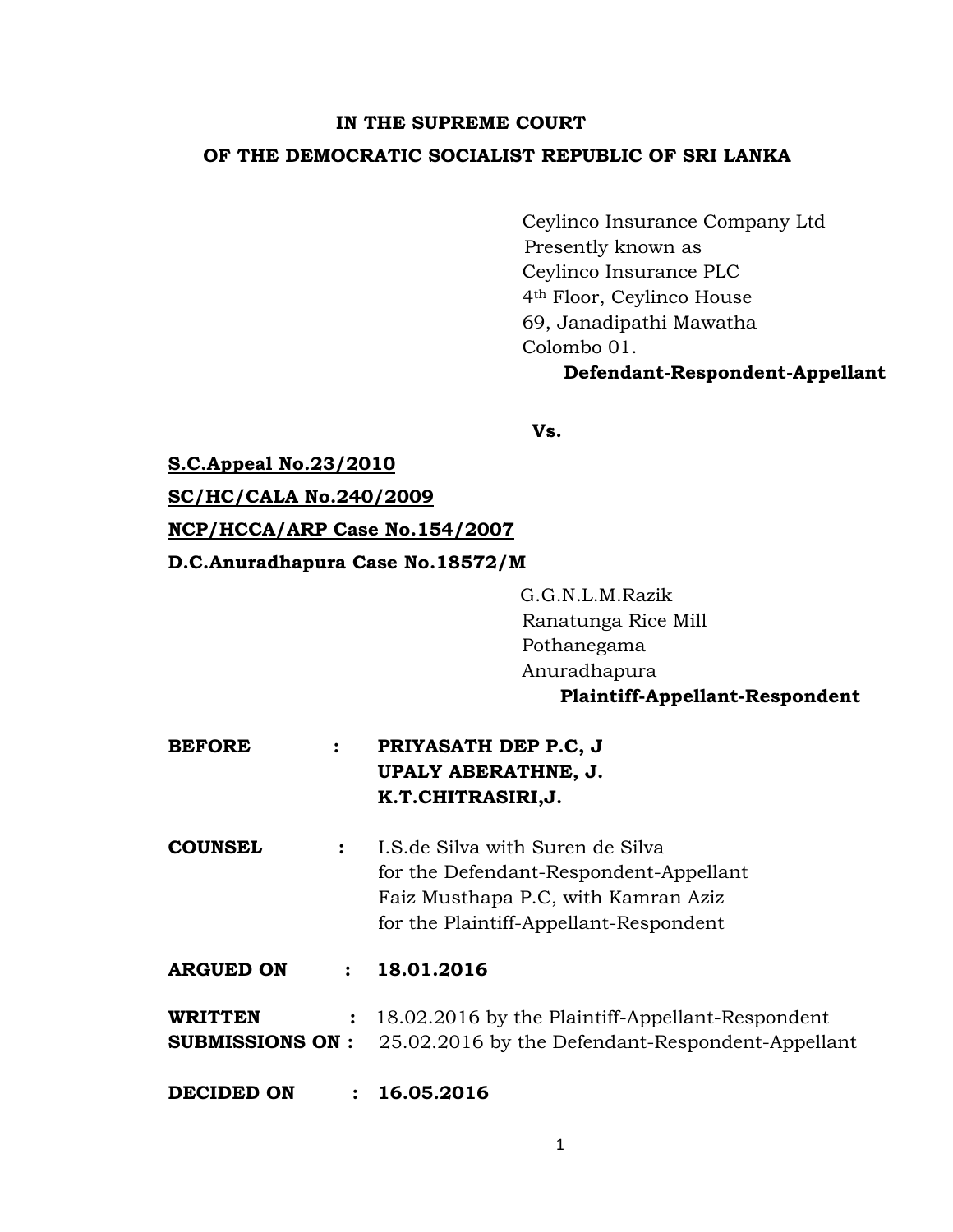**IN THE SUPREME COURT**

**OF THE DEMOCRATIC SOCIALIST REPUBLIC OF SRI LANKA**

Ceylinco Insurance Company Ltd
Presently known as
Ceylinco Insurance PLC
4th Floor, Ceylinco House
69, Janadipathi Mawatha
Colombo 01.

**Defendant-Respondent-Appellant**

**Vs.**

**S.C.Appeal No.23/2010**

**SC/HC/CALA No.240/2009**

**NCP/HCCA/ARP Case No.154/2007**

**D.C.Anuradhapura Case No.18572/M**

G.G.N.L.M.Razik
Ranatunga Rice Mill
Pothanegama
Anuradhapura

**Plaintiff-Appellant-Respondent**

**BEFORE :** **PRIYASATH DEP P.C, J**
**UPALY ABERATHNE, J.**
**K.T.CHITRASIRI,J.**

**COUNSEL :** I.S.de Silva with Suren de Silva
for the Defendant-Respondent-Appellant
Faiz Musthapa P.C, with Kamran Aziz
for the Plaintiff-Appellant-Respondent

**ARGUED ON : 18.01.2016**

**WRITTEN SUBMISSIONS ON :** 18.02.2016 by the Plaintiff-Appellant-Respondent
25.02.2016 by the Defendant-Respondent-Appellant

**DECIDED ON : 16.05.2016**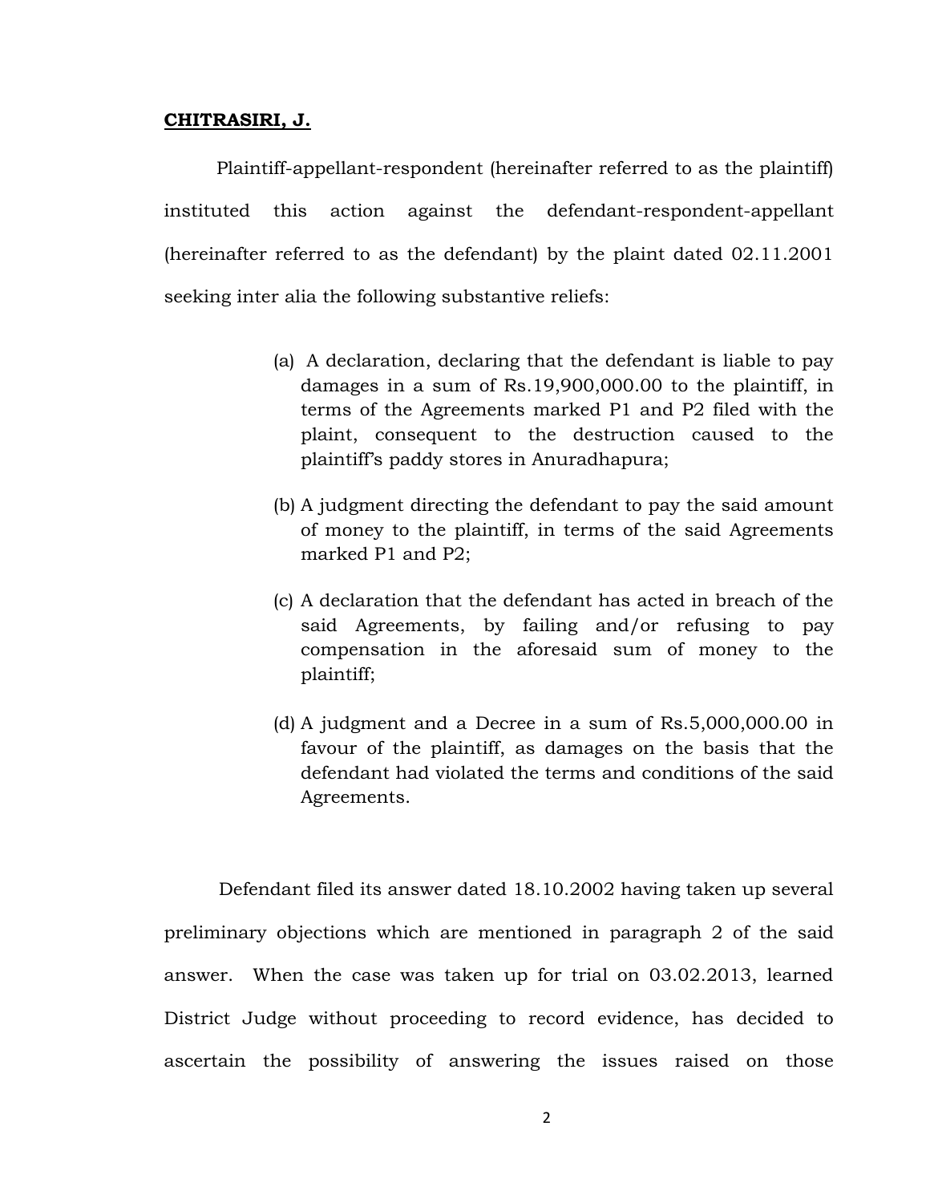**CHITRASIRI, J.**

Plaintiff-appellant-respondent (hereinafter referred to as the plaintiff) instituted this action against the defendant-respondent-appellant (hereinafter referred to as the defendant) by the plaint dated 02.11.2001 seeking inter alia the following substantive reliefs:

> (a) A declaration, declaring that the defendant is liable to pay damages in a sum of Rs.19,900,000.00 to the plaintiff, in terms of the Agreements marked P1 and P2 filed with the plaint, consequent to the destruction caused to the plaintiff's paddy stores in Anuradhapura;
>
> (b) A judgment directing the defendant to pay the said amount of money to the plaintiff, in terms of the said Agreements marked P1 and P2;
>
> (c) A declaration that the defendant has acted in breach of the said Agreements, by failing and/or refusing to pay compensation in the aforesaid sum of money to the plaintiff;
>
> (d) A judgment and a Decree in a sum of Rs.5,000,000.00 in favour of the plaintiff, as damages on the basis that the defendant had violated the terms and conditions of the said Agreements.

Defendant filed its answer dated 18.10.2002 having taken up several preliminary objections which are mentioned in paragraph 2 of the said answer. When the case was taken up for trial on 03.02.2013, learned District Judge without proceeding to record evidence, has decided to ascertain the possibility of answering the issues raised on those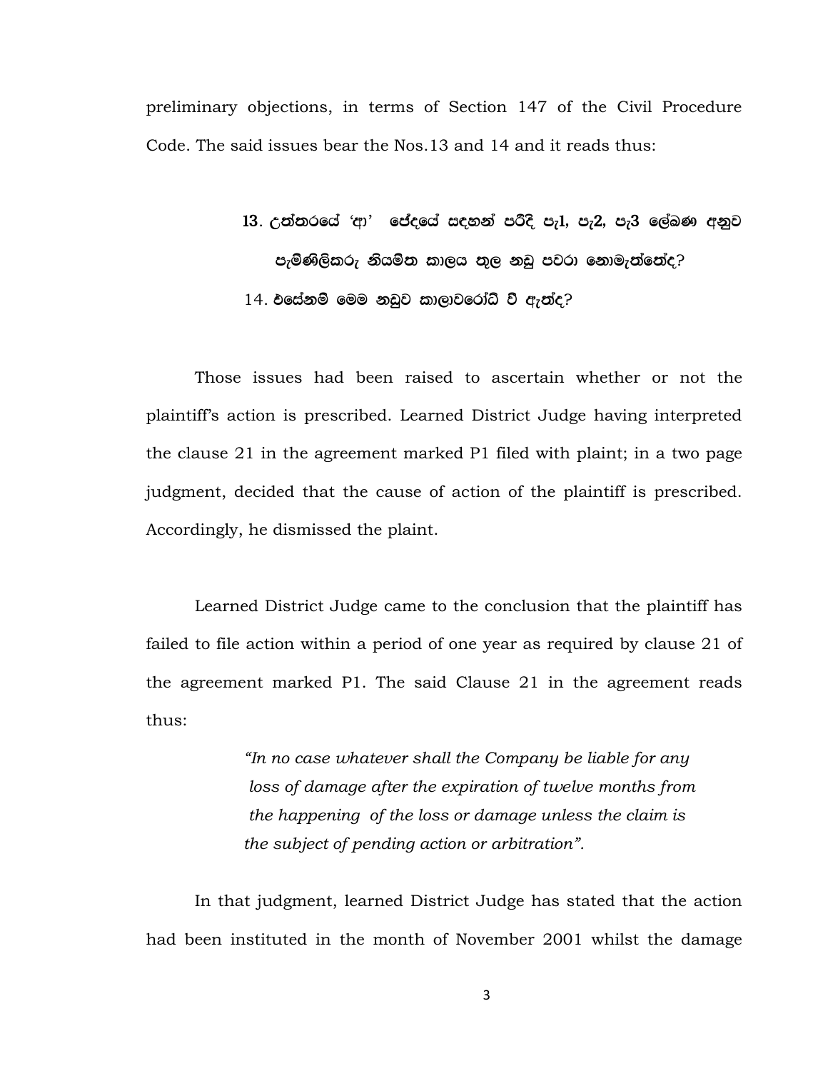preliminary objections, in terms of Section 147 of the Civil Procedure Code. The said issues bear the Nos.13 and 14 and it reads thus:

> **13. උත්තරයේ 'ආ' ජේදයේ සඳහන් පරිදි පැ1, පැ2, පැ3 ලේඛණ අනුව පැමිණිලිකරු නියමිත කාලය තුල නඩු පවරා නොමැත්තේද?**
>
> **14. එසේනම් මෙම නඩුව කාලාවරෝධී වී ඇත්ද?**

Those issues had been raised to ascertain whether or not the plaintiff's action is prescribed. Learned District Judge having interpreted the clause 21 in the agreement marked P1 filed with plaint; in a two page judgment, decided that the cause of action of the plaintiff is prescribed. Accordingly, he dismissed the plaint.

Learned District Judge came to the conclusion that the plaintiff has failed to file action within a period of one year as required by clause 21 of the agreement marked P1. The said Clause 21 in the agreement reads thus:

> *"In no case whatever shall the Company be liable for any loss of damage after the expiration of twelve months from the happening of the loss or damage unless the claim is the subject of pending action or arbitration".*

In that judgment, learned District Judge has stated that the action had been instituted in the month of November 2001 whilst the damage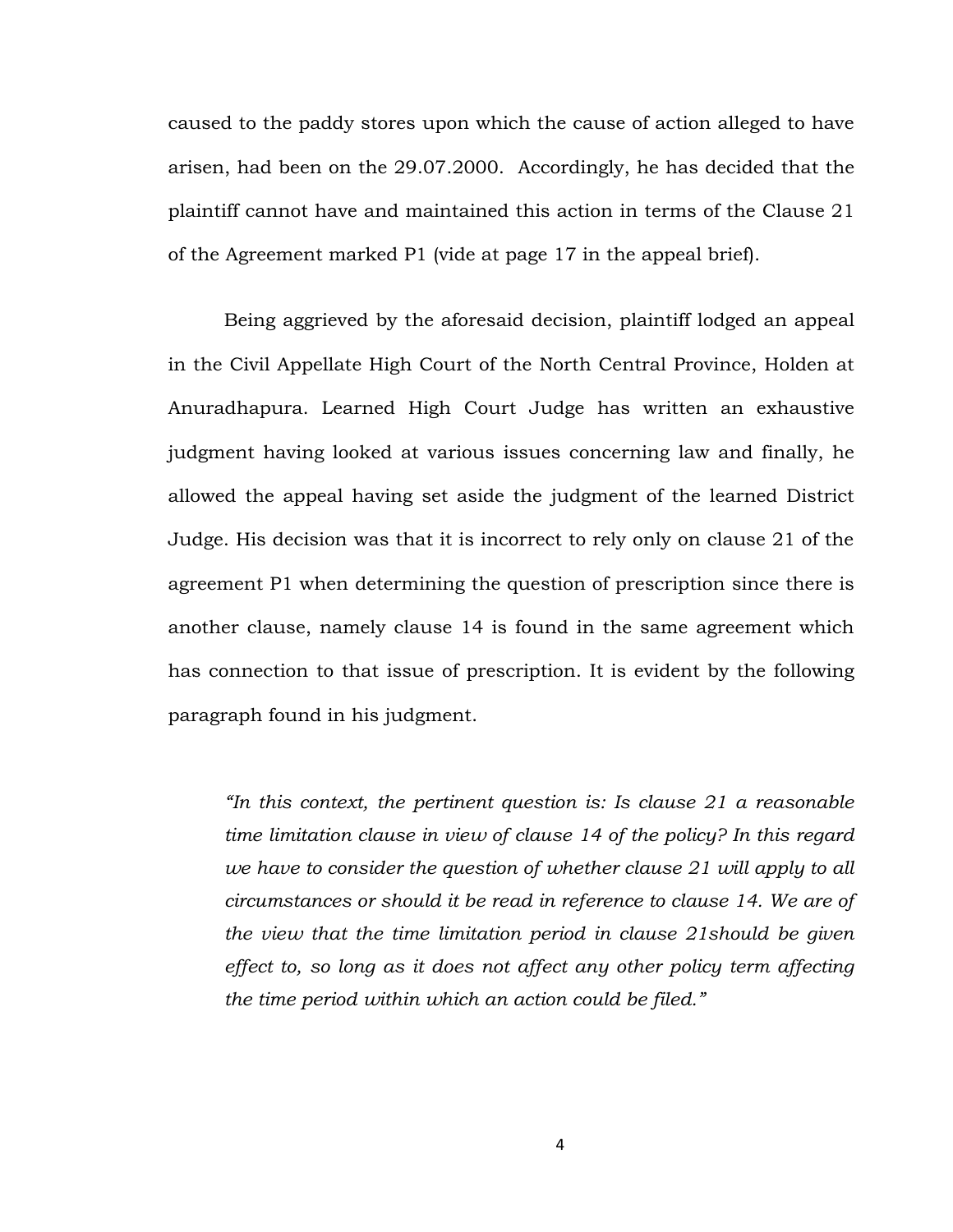caused to the paddy stores upon which the cause of action alleged to have arisen, had been on the 29.07.2000. Accordingly, he has decided that the plaintiff cannot have and maintained this action in terms of the Clause 21 of the Agreement marked P1 (vide at page 17 in the appeal brief).

Being aggrieved by the aforesaid decision, plaintiff lodged an appeal in the Civil Appellate High Court of the North Central Province, Holden at Anuradhapura. Learned High Court Judge has written an exhaustive judgment having looked at various issues concerning law and finally, he allowed the appeal having set aside the judgment of the learned District Judge. His decision was that it is incorrect to rely only on clause 21 of the agreement P1 when determining the question of prescription since there is another clause, namely clause 14 is found in the same agreement which has connection to that issue of prescription. It is evident by the following paragraph found in his judgment.

> *"In this context, the pertinent question is: Is clause 21 a reasonable time limitation clause in view of clause 14 of the policy? In this regard we have to consider the question of whether clause 21 will apply to all circumstances or should it be read in reference to clause 14. We are of the view that the time limitation period in clause 21should be given effect to, so long as it does not affect any other policy term affecting the time period within which an action could be filed."*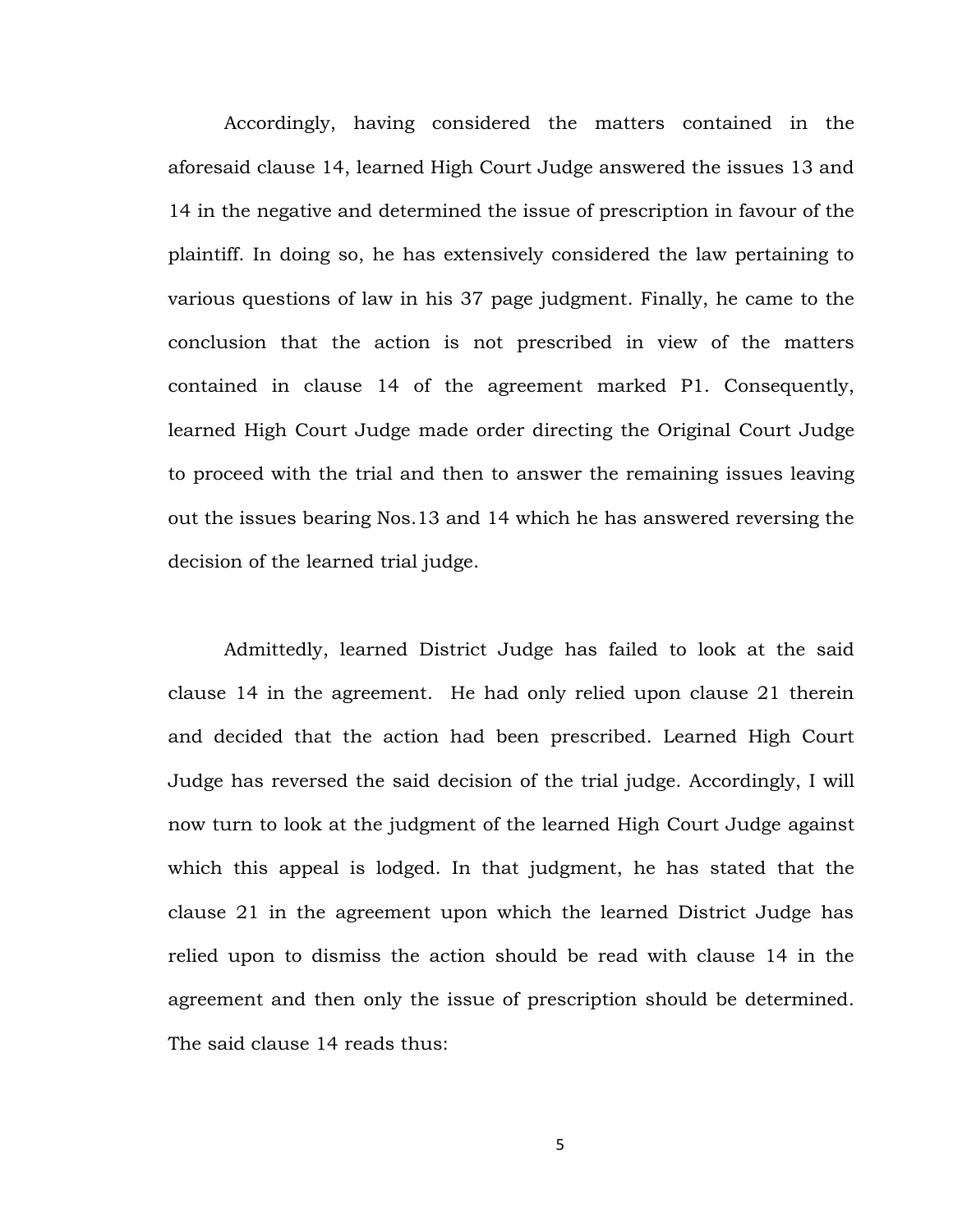Accordingly, having considered the matters contained in the aforesaid clause 14, learned High Court Judge answered the issues 13 and 14 in the negative and determined the issue of prescription in favour of the plaintiff. In doing so, he has extensively considered the law pertaining to various questions of law in his 37 page judgment. Finally, he came to the conclusion that the action is not prescribed in view of the matters contained in clause 14 of the agreement marked P1. Consequently, learned High Court Judge made order directing the Original Court Judge to proceed with the trial and then to answer the remaining issues leaving out the issues bearing Nos.13 and 14 which he has answered reversing the decision of the learned trial judge.

Admittedly, learned District Judge has failed to look at the said clause 14 in the agreement. He had only relied upon clause 21 therein and decided that the action had been prescribed. Learned High Court Judge has reversed the said decision of the trial judge. Accordingly, I will now turn to look at the judgment of the learned High Court Judge against which this appeal is lodged. In that judgment, he has stated that the clause 21 in the agreement upon which the learned District Judge has relied upon to dismiss the action should be read with clause 14 in the agreement and then only the issue of prescription should be determined. The said clause 14 reads thus: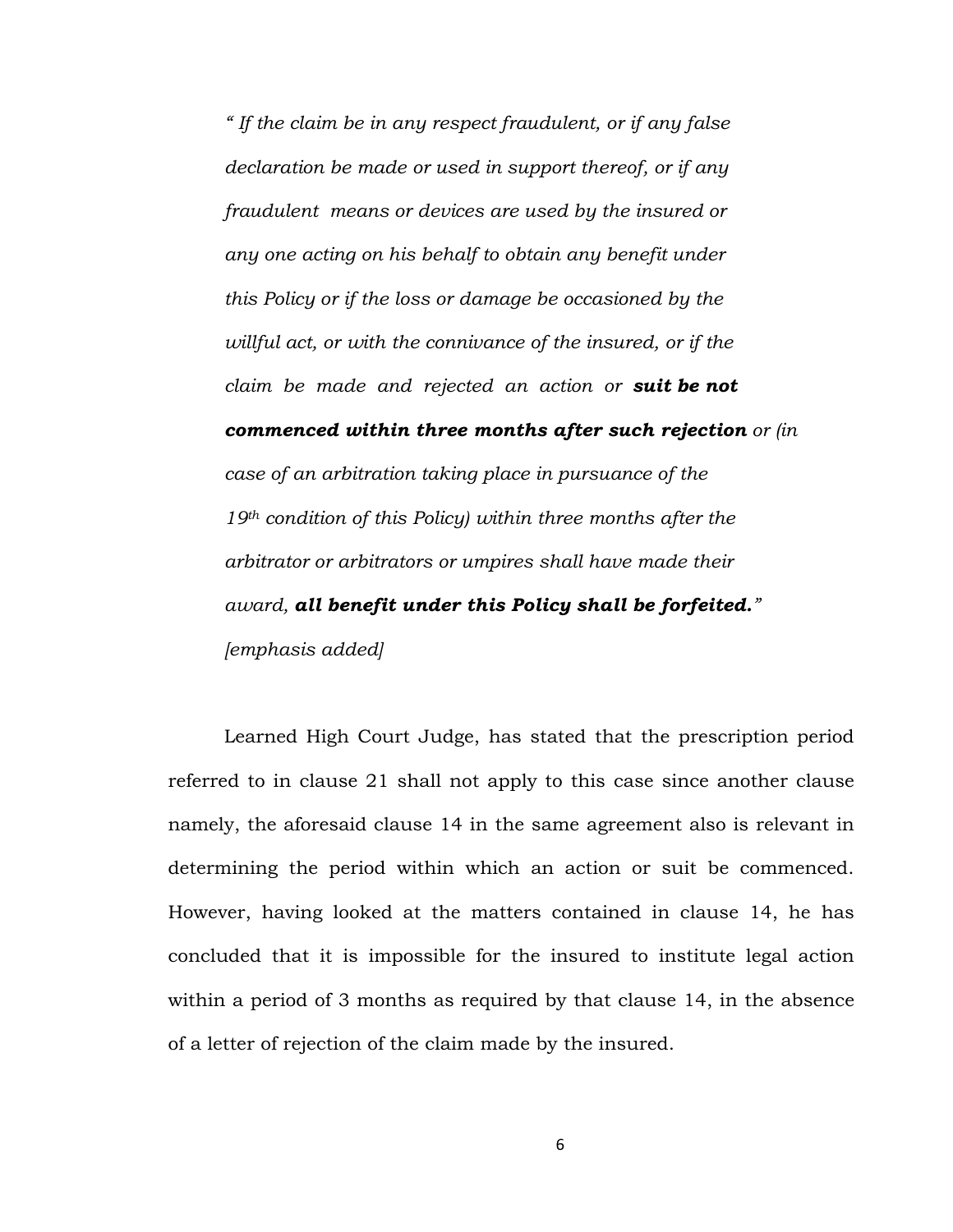> *" If the claim be in any respect fraudulent, or if any false declaration be made or used in support thereof, or if any fraudulent means or devices are used by the insured or any one acting on his behalf to obtain any benefit under this Policy or if the loss or damage be occasioned by the willful act, or with the connivance of the insured, or if the claim be made and rejected an action or* ***suit be not commenced within three months after such rejection*** *or (in case of an arbitration taking place in pursuance of the 19th condition of this Policy) within three months after the arbitrator or arbitrators or umpires shall have made their award,* ***all benefit under this Policy shall be forfeited."*** *[emphasis added]*

Learned High Court Judge, has stated that the prescription period referred to in clause 21 shall not apply to this case since another clause namely, the aforesaid clause 14 in the same agreement also is relevant in determining the period within which an action or suit be commenced. However, having looked at the matters contained in clause 14, he has concluded that it is impossible for the insured to institute legal action within a period of 3 months as required by that clause 14, in the absence of a letter of rejection of the claim made by the insured.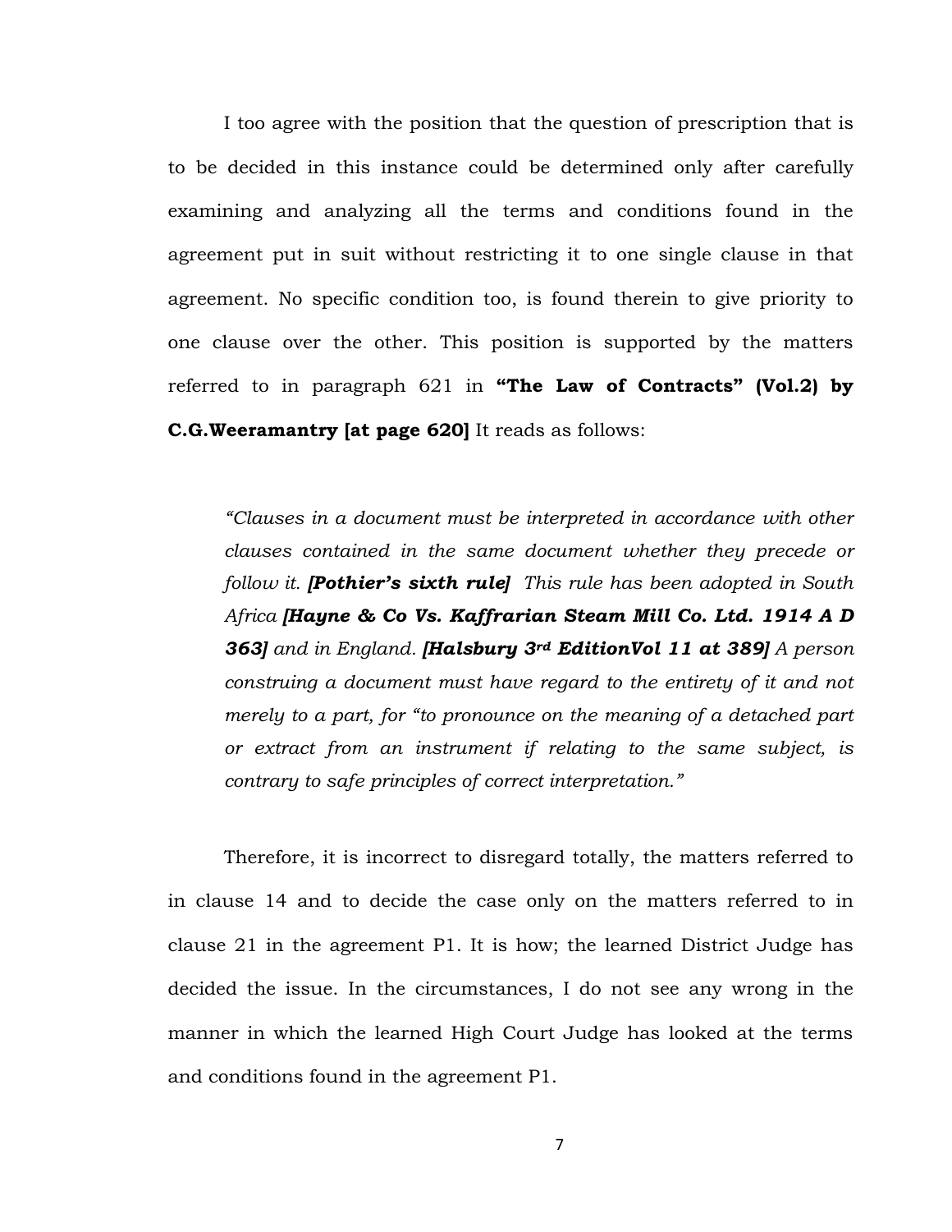I too agree with the position that the question of prescription that is to be decided in this instance could be determined only after carefully examining and analyzing all the terms and conditions found in the agreement put in suit without restricting it to one single clause in that agreement. No specific condition too, is found therein to give priority to one clause over the other. This position is supported by the matters referred to in paragraph 621 in **"The Law of Contracts" (Vol.2) by C.G.Weeramantry [at page 620]** It reads as follows:

> *"Clauses in a document must be interpreted in accordance with other clauses contained in the same document whether they precede or follow it.* ***[Pothier's sixth rule]*** *This rule has been adopted in South Africa* ***[Hayne & Co Vs. Kaffrarian Steam Mill Co. Ltd. 1914 A D 363]*** *and in England.* ***[Halsbury 3rd EditionVol 11 at 389]*** *A person construing a document must have regard to the entirety of it and not merely to a part, for "to pronounce on the meaning of a detached part or extract from an instrument if relating to the same subject, is contrary to safe principles of correct interpretation."*

Therefore, it is incorrect to disregard totally, the matters referred to in clause 14 and to decide the case only on the matters referred to in clause 21 in the agreement P1. It is how; the learned District Judge has decided the issue. In the circumstances, I do not see any wrong in the manner in which the learned High Court Judge has looked at the terms and conditions found in the agreement P1.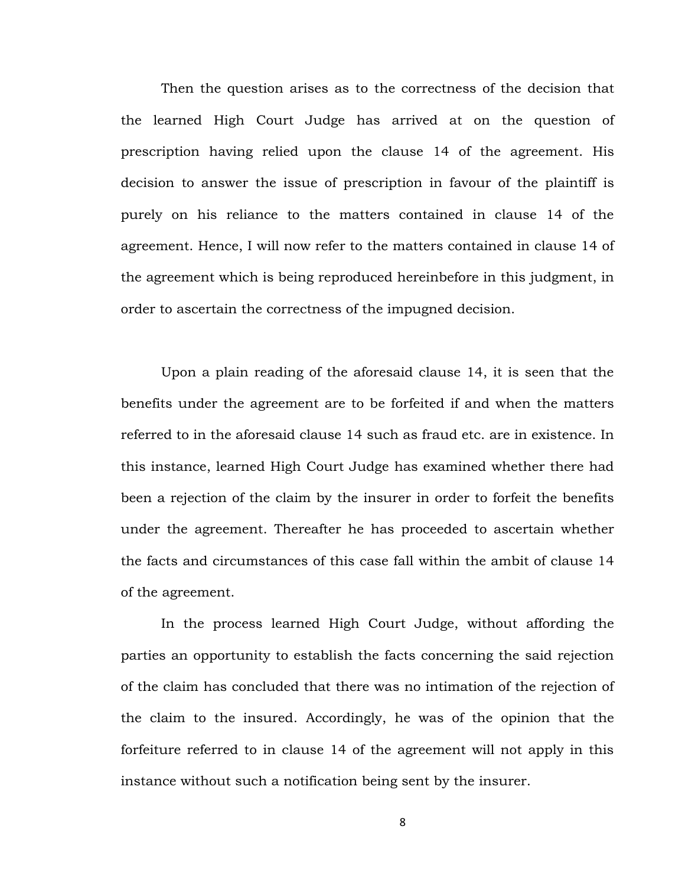Then the question arises as to the correctness of the decision that the learned High Court Judge has arrived at on the question of prescription having relied upon the clause 14 of the agreement. His decision to answer the issue of prescription in favour of the plaintiff is purely on his reliance to the matters contained in clause 14 of the agreement. Hence, I will now refer to the matters contained in clause 14 of the agreement which is being reproduced hereinbefore in this judgment, in order to ascertain the correctness of the impugned decision.

Upon a plain reading of the aforesaid clause 14, it is seen that the benefits under the agreement are to be forfeited if and when the matters referred to in the aforesaid clause 14 such as fraud etc. are in existence. In this instance, learned High Court Judge has examined whether there had been a rejection of the claim by the insurer in order to forfeit the benefits under the agreement. Thereafter he has proceeded to ascertain whether the facts and circumstances of this case fall within the ambit of clause 14 of the agreement.

In the process learned High Court Judge, without affording the parties an opportunity to establish the facts concerning the said rejection of the claim has concluded that there was no intimation of the rejection of the claim to the insured. Accordingly, he was of the opinion that the forfeiture referred to in clause 14 of the agreement will not apply in this instance without such a notification being sent by the insurer.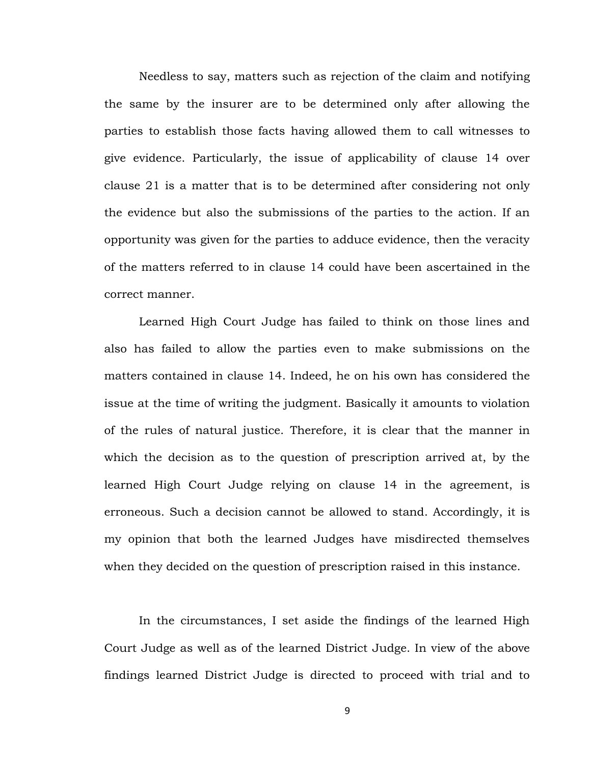Needless to say, matters such as rejection of the claim and notifying the same by the insurer are to be determined only after allowing the parties to establish those facts having allowed them to call witnesses to give evidence. Particularly, the issue of applicability of clause 14 over clause 21 is a matter that is to be determined after considering not only the evidence but also the submissions of the parties to the action. If an opportunity was given for the parties to adduce evidence, then the veracity of the matters referred to in clause 14 could have been ascertained in the correct manner.

Learned High Court Judge has failed to think on those lines and also has failed to allow the parties even to make submissions on the matters contained in clause 14. Indeed, he on his own has considered the issue at the time of writing the judgment. Basically it amounts to violation of the rules of natural justice. Therefore, it is clear that the manner in which the decision as to the question of prescription arrived at, by the learned High Court Judge relying on clause 14 in the agreement, is erroneous. Such a decision cannot be allowed to stand. Accordingly, it is my opinion that both the learned Judges have misdirected themselves when they decided on the question of prescription raised in this instance.

In the circumstances, I set aside the findings of the learned High Court Judge as well as of the learned District Judge. In view of the above findings learned District Judge is directed to proceed with trial and to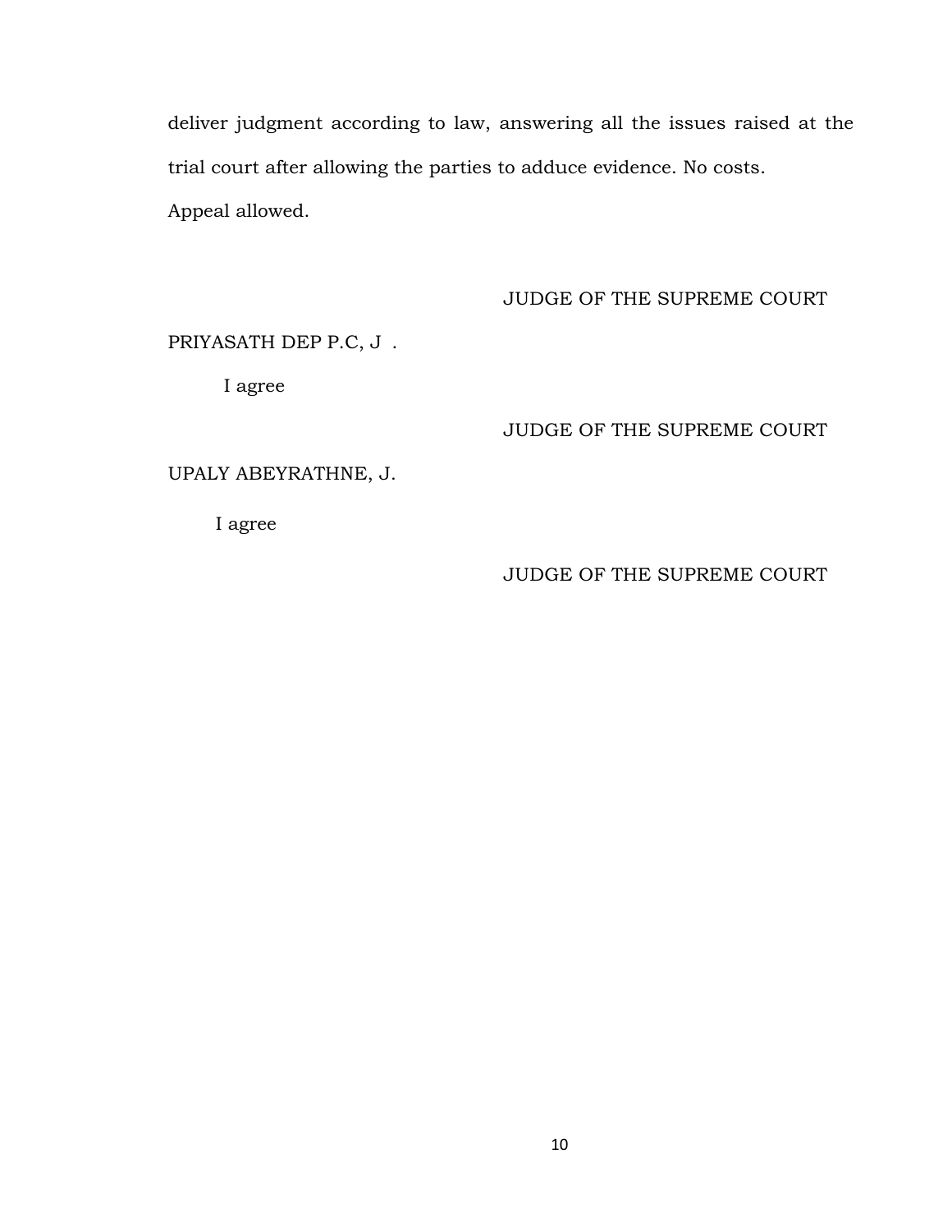deliver judgment according to law, answering all the issues raised at the trial court after allowing the parties to adduce evidence. No costs.

Appeal allowed.

JUDGE OF THE SUPREME COURT

PRIYASATH DEP P.C, J .

I agree

JUDGE OF THE SUPREME COURT

UPALY ABEYRATHNE, J.

I agree

JUDGE OF THE SUPREME COURT